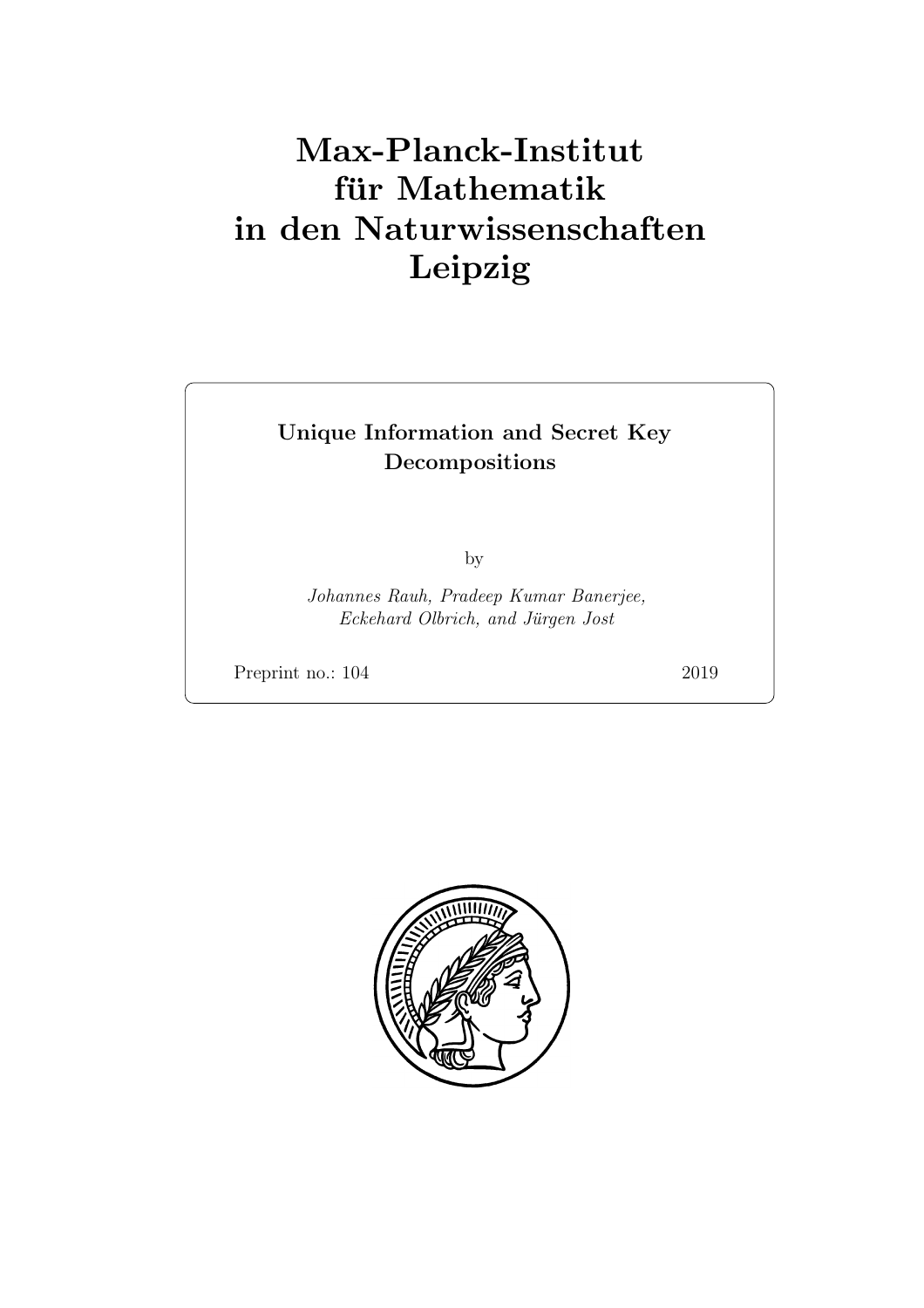# Max-Planck-Institut für Mathematik in den Naturwissenschaften Leipzig

## Unique Information and Secret Key Decompositions

by

*Johannes Rauh, Pradeep Kumar Banerjee, Eckehard Olbrich, and Jürgen Jost*

Preprint no.: 104 2019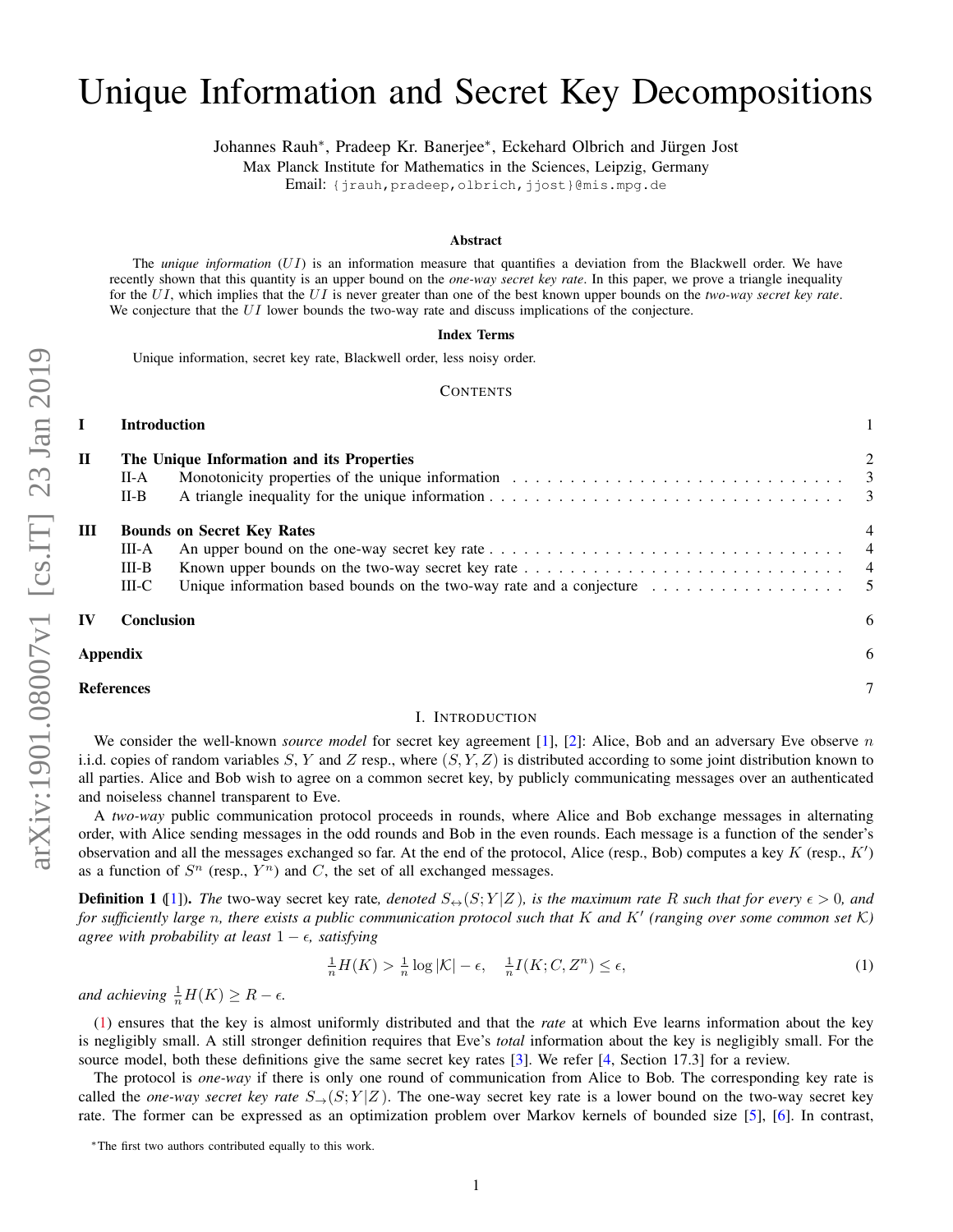# Unique Information and Secret Key Decompositions

Johannes Rauh*, Pradeep Kr. Banerjee*, Eckehard Olbrich and Jürgen Jost
Max Planck Institute for Mathematics in the Sciences, Leipzig, Germany
Email: {jrauh,pradeep,olbrich,jjost}@mis.mpg.de

### Abstract

The *unique information* ($UI$) is an information measure that quantifies a deviation from the Blackwell order. We have recently shown that this quantity is an upper bound on the *one-way secret key rate*. In this paper, we prove a triangle inequality for the $UI$, which implies that the $UI$ is never greater than one of the best known upper bounds on the *two-way secret key rate*. We conjecture that the $UI$ lower bounds the two-way rate and discuss implications of the conjecture.

### Index Terms

Unique information, secret key rate, Blackwell order, less noisy order.

## I. Introduction

We consider the well-known *source model* for secret key agreement [1], [2]: Alice, Bob and an adversary Eve observe $n$ i.i.d. copies of random variables $S$, $Y$ and $Z$ resp., where $(S,Y,Z)$ is distributed according to some joint distribution known to all parties. Alice and Bob wish to agree on a common secret key, by publicly communicating messages over an authenticated and noiseless channel transparent to Eve.

A *two-way* public communication protocol proceeds in rounds, where Alice and Bob exchange messages in alternating order, with Alice sending messages in the odd rounds and Bob in the even rounds. Each message is a function of the sender's observation and all the messages exchanged so far. At the end of the protocol, Alice (resp., Bob) computes a key $K$ (resp., $K'$) as a function of $S^n$ (resp., $Y^n$) and $C$, the set of all exchanged messages.

**Definition 1** ([1]). *The* two-way secret key rate*, denoted $S_{\leftrightarrow}(S;Y|Z)$, is the maximum rate $R$ such that for every $\epsilon>0$, and for sufficiently large $n$, there exists a public communication protocol such that $K$ and $K'$ (ranging over some common set $\mathcal{K}$) agree with probability at least $1-\epsilon$, satisfying*

$$\tfrac{1}{n}H(K) > \tfrac{1}{n}\log|\mathcal{K}| - \epsilon, \quad \tfrac{1}{n}I(K;C,Z^n) \le \epsilon, \tag{1}$$

*and achieving $\frac{1}{n}H(K) \ge R-\epsilon$.*

(1) ensures that the key is almost uniformly distributed and that the *rate* at which Eve learns information about the key is negligibly small. A still stronger definition requires that Eve's *total* information about the key is negligibly small. For the source model, both these definitions give the same secret key rates [3]. We refer [4, Section 17.3] for a review.

The protocol is *one-way* if there is only one round of communication from Alice to Bob. The corresponding key rate is called the *one-way secret key rate* $S_{\rightarrow}(S;Y|Z)$. The one-way secret key rate is a lower bound on the two-way secret key rate. The former can be expressed as an optimization problem over Markov kernels of bounded size [5], [6]. In contrast,

*The first two authors contributed equally to this work.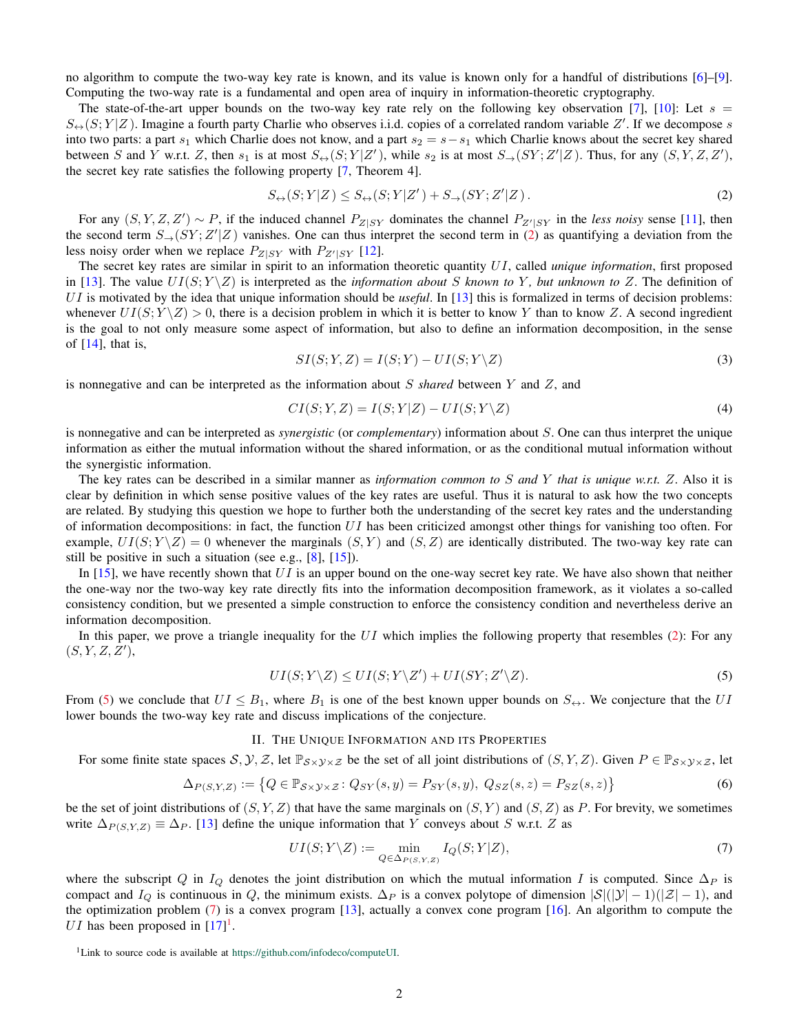no algorithm to compute the two-way key rate is known, and its value is known only for a handful of distributions [6]–[9]. Computing the two-way rate is a fundamental and open area of inquiry in information-theoretic cryptography.

The state-of-the-art upper bounds on the two-way key rate rely on the following key observation [7], [10]: Let $s = S_{\leftrightarrow}(S;Y|Z)$. Imagine a fourth party Charlie who observes i.i.d. copies of a correlated random variable $Z'$. If we decompose $s$ into two parts: a part $s_1$ which Charlie does not know, and a part $s_2 = s - s_1$ which Charlie knows about the secret key shared between $S$ and $Y$ w.r.t. $Z$, then $s_1$ is at most $S_{\leftrightarrow}(S;Y|Z')$, while $s_2$ is at most $S_{\rightarrow}(SY;Z'|Z)$. Thus, for any $(S,Y,Z,Z')$, the secret key rate satisfies the following property [7, Theorem 4].

$$S_{\leftrightarrow}(S;Y|Z) \leq S_{\leftrightarrow}(S;Y|Z') + S_{\rightarrow}(SY;Z'|Z)\,. \tag{2}$$

For any $(S,Y,Z,Z') \sim P$, if the induced channel $P_{Z|SY}$ dominates the channel $P_{Z'|SY}$ in the *less noisy* sense [11], then the second term $S_{\rightarrow}(SY;Z'|Z)$ vanishes. One can thus interpret the second term in (2) as quantifying a deviation from the less noisy order when we replace $P_{Z|SY}$ with $P_{Z'|SY}$ [12].

The secret key rates are similar in spirit to an information theoretic quantity $UI$, called *unique information*, first proposed in [13]. The value $UI(S;Y\backslash Z)$ is interpreted as the *information about* $S$ *known to* $Y$*, but unknown to* $Z$. The definition of $UI$ is motivated by the idea that unique information should be *useful*. In [13] this is formalized in terms of decision problems: whenever $UI(S;Y\backslash Z) > 0$, there is a decision problem in which it is better to know $Y$ than to know $Z$. A second ingredient is the goal to not only measure some aspect of information, but also to define an information decomposition, in the sense of [14], that is,

$$SI(S;Y,Z) = I(S;Y) - UI(S;Y\backslash Z) \tag{3}$$

is nonnegative and can be interpreted as the information about $S$ *shared* between $Y$ and $Z$, and

$$CI(S;Y,Z) = I(S;Y|Z) - UI(S;Y\backslash Z) \tag{4}$$

is nonnegative and can be interpreted as *synergistic* (or *complementary*) information about $S$. One can thus interpret the unique information as either the mutual information without the shared information, or as the conditional mutual information without the synergistic information.

The key rates can be described in a similar manner as *information common to* $S$ *and* $Y$ *that is unique w.r.t.* $Z$. Also it is clear by definition in which sense positive values of the key rates are useful. Thus it is natural to ask how the two concepts are related. By studying this question we hope to further both the understanding of the secret key rates and the understanding of information decompositions: in fact, the function $UI$ has been criticized amongst other things for vanishing too often. For example, $UI(S;Y\backslash Z) = 0$ whenever the marginals $(S,Y)$ and $(S,Z)$ are identically distributed. The two-way key rate can still be positive in such a situation (see e.g., [8], [15]).

In [15], we have recently shown that $UI$ is an upper bound on the one-way secret key rate. We have also shown that neither the one-way nor the two-way key rate directly fits into the information decomposition framework, as it violates a so-called consistency condition, but we presented a simple construction to enforce the consistency condition and nevertheless derive an information decomposition.

In this paper, we prove a triangle inequality for the $UI$ which implies the following property that resembles (2): For any $(S,Y,Z,Z')$,

$$UI(S;Y\backslash Z) \leq UI(S;Y\backslash Z') + UI(SY;Z'\backslash Z). \tag{5}$$

From (5) we conclude that $UI \leq B_1$, where $B_1$ is one of the best known upper bounds on $S_{\leftrightarrow}$. We conjecture that the $UI$ lower bounds the two-way key rate and discuss implications of the conjecture.

## II. The Unique Information and its Properties

For some finite state spaces $\mathcal{S},\mathcal{Y},\mathcal{Z}$, let $\mathbb{P}_{\mathcal{S}\times\mathcal{Y}\times\mathcal{Z}}$ be the set of all joint distributions of $(S,Y,Z)$. Given $P \in \mathbb{P}_{\mathcal{S}\times\mathcal{Y}\times\mathcal{Z}}$, let

$$\Delta_{P(S,Y,Z)} := \left\{Q \in \mathbb{P}_{\mathcal{S}\times\mathcal{Y}\times\mathcal{Z}} \colon Q_{SY}(s,y) = P_{SY}(s,y),\ Q_{SZ}(s,z) = P_{SZ}(s,z)\right\} \tag{6}$$

be the set of joint distributions of $(S,Y,Z)$ that have the same marginals on $(S,Y)$ and $(S,Z)$ as $P$. For brevity, we sometimes write $\Delta_{P(S,Y,Z)} \equiv \Delta_P$. [13] define the unique information that $Y$ conveys about $S$ w.r.t. $Z$ as

$$UI(S;Y\backslash Z) := \min_{Q \in \Delta_{P(S,Y,Z)}} I_Q(S;Y|Z), \tag{7}$$

where the subscript $Q$ in $I_Q$ denotes the joint distribution on which the mutual information $I$ is computed. Since $\Delta_P$ is compact and $I_Q$ is continuous in $Q$, the minimum exists. $\Delta_P$ is a convex polytope of dimension $|\mathcal{S}|(|\mathcal{Y}|-1)(|\mathcal{Z}|-1)$, and the optimization problem (7) is a convex program [13], actually a convex cone program [16]. An algorithm to compute the $UI$ has been proposed in [17][1].

[1] Link to source code is available at https://github.com/infodeco/computeUI.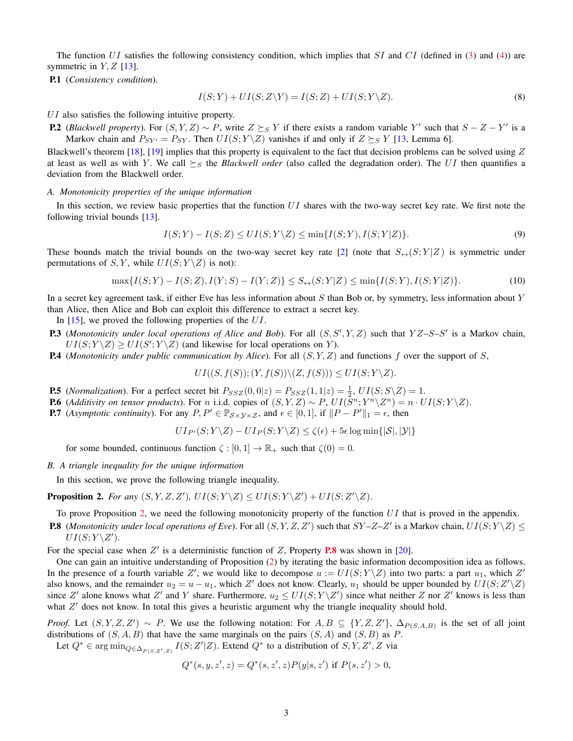The function $UI$ satisfies the following consistency condition, which implies that $SI$ and $CI$ (defined in (3) and (4)) are symmetric in $Y, Z$ [13].

**P.1** (*Consistency condition*).

$$I(S;Y) + UI(S;Z\backslash Y) = I(S;Z) + UI(S;Y\backslash Z). \tag{8}$$

$UI$ also satisfies the following intuitive property.

**P.2** (*Blackwell property*). For $(S,Y,Z) \sim P$, write $Z \succeq_S Y$ if there exists a random variable $Y'$ such that $S - Z - Y'$ is a Markov chain and $P_{SY'} = P_{SY}$. Then $UI(S;Y\backslash Z)$ vanishes if and only if $Z \succeq_S Y$ [13, Lemma 6].

Blackwell's theorem [18], [19] implies that this property is equivalent to the fact that decision problems can be solved using $Z$ at least as well as with $Y$. We call $\succeq_S$ the *Blackwell order* (also called the degradation order). The $UI$ then quantifies a deviation from the Blackwell order.

### A. Monotonicity properties of the unique information

In this section, we review basic properties that the function $UI$ shares with the two-way secret key rate. We first note the following trivial bounds [13].

$$I(S;Y) - I(S;Z) \leq UI(S;Y\backslash Z) \leq \min\{I(S;Y), I(S;Y|Z)\}. \tag{9}$$

These bounds match the trivial bounds on the two-way secret key rate [2] (note that $S_{\leftrightarrow}(S;Y|Z)$ is symmetric under permutations of $S, Y$, while $UI(S;Y\backslash Z)$ is not):

$$\max\{I(S;Y) - I(S;Z), I(Y;S) - I(Y;Z)\} \leq S_{\leftrightarrow}(S;Y|Z) \leq \min\{I(S;Y), I(S;Y|Z)\}. \tag{10}$$

In a secret key agreement task, if either Eve has less information about $S$ than Bob or, by symmetry, less information about $Y$ than Alice, then Alice and Bob can exploit this difference to extract a secret key.

In [15], we proved the following properties of the $UI$.

**P.3** (*Monotonicity under local operations of Alice and Bob*). For all $(S,S',Y,Z)$ such that $YZ$–$S$–$S'$ is a Markov chain, $UI(S;Y\backslash Z) \geq UI(S';Y\backslash Z)$ (and likewise for local operations on $Y$).

**P.4** (*Monotonicity under public communication by Alice*). For all $(S,Y,Z)$ and functions $f$ over the support of $S$,

$$UI((S,f(S));(Y,f(S))\backslash(Z,f(S))) \leq UI(S;Y\backslash Z).$$

**P.5** (*Normalization*). For a perfect secret bit $P_{SSZ}(0,0|z) = P_{SSZ}(1,1|z) = \frac{1}{2}$, $UI(S;S\backslash Z) = 1$.

**P.6** (*Additivity on tensor products*). For $n$ i.i.d. copies of $(S,Y,Z) \sim P$, $UI(S^n;Y^n\backslash Z^n) = n \cdot UI(S;Y\backslash Z)$.

**P.7** (*Asymptotic continuity*). For any $P, P' \in \mathbb{P}_{\mathcal{S}\times\mathcal{Y}\times\mathcal{Z}}$, and $\epsilon \in [0,1]$, if $\|P - P'\|_1 = \epsilon$, then

$$UI_{P'}(S;Y\backslash Z) - UI_P(S;Y\backslash Z) \leq \zeta(\epsilon) + 5\epsilon \log \min\{|\mathcal{S}|, |\mathcal{Y}|\}$$

for some bounded, continuous function $\zeta : [0,1] \to \mathbb{R}_+$ such that $\zeta(0) = 0$.

### B. A triangle inequality for the unique information

In this section, we prove the following triangle inequality.

**Proposition 2.** *For any $(S,Y,Z,Z')$, $UI(S;Y\backslash Z) \leq UI(S;Y\backslash Z') + UI(S;Z'\backslash Z)$.*

To prove Proposition 2, we need the following monotonicity property of the function $UI$ that is proved in the appendix.

**P.8** (*Monotonicity under local operations of Eve*). For all $(S,Y,Z,Z')$ such that $SY$–$Z$–$Z'$ is a Markov chain, $UI(S;Y\backslash Z) \leq UI(S;Y\backslash Z')$.

For the special case when $Z'$ is a deterministic function of $Z$, Property **P.8** was shown in [20].

One can gain an intuitive understanding of Proposition (2) by iterating the basic information decomposition idea as follows. In the presence of a fourth variable $Z'$, we would like to decompose $u := UI(S;Y\backslash Z)$ into two parts: a part $u_1$, which $Z'$ also knows, and the remainder $u_2 = u - u_1$, which $Z'$ does not know. Clearly, $u_1$ should be upper bounded by $UI(S;Z'\backslash Z)$ since $Z'$ alone knows what $Z'$ and $Y$ share. Furthermore, $u_2 \leq UI(S;Y\backslash Z')$ since what neither $Z$ nor $Z'$ knows is less than what $Z'$ does not know. In total this gives a heuristic argument why the triangle inequality should hold.

*Proof.* Let $(S,Y,Z,Z') \sim P$. We use the following notation: For $A, B \subseteq \{Y, Z, Z'\}$, $\Delta_{P(S,A,B)}$ is the set of all joint distributions of $(S,A,B)$ that have the same marginals on the pairs $(S,A)$ and $(S,B)$ as $P$.

Let $Q^* \in \arg\min_{Q \in \Delta_{P(S,Z',Z)}} I(S;Z'|Z)$. Extend $Q^*$ to a distribution of $S,Y,Z',Z$ via

$$Q^*(s,y,z',z) = Q^*(s,z',z)P(y|s,z') \text{ if } P(s,z') > 0,$$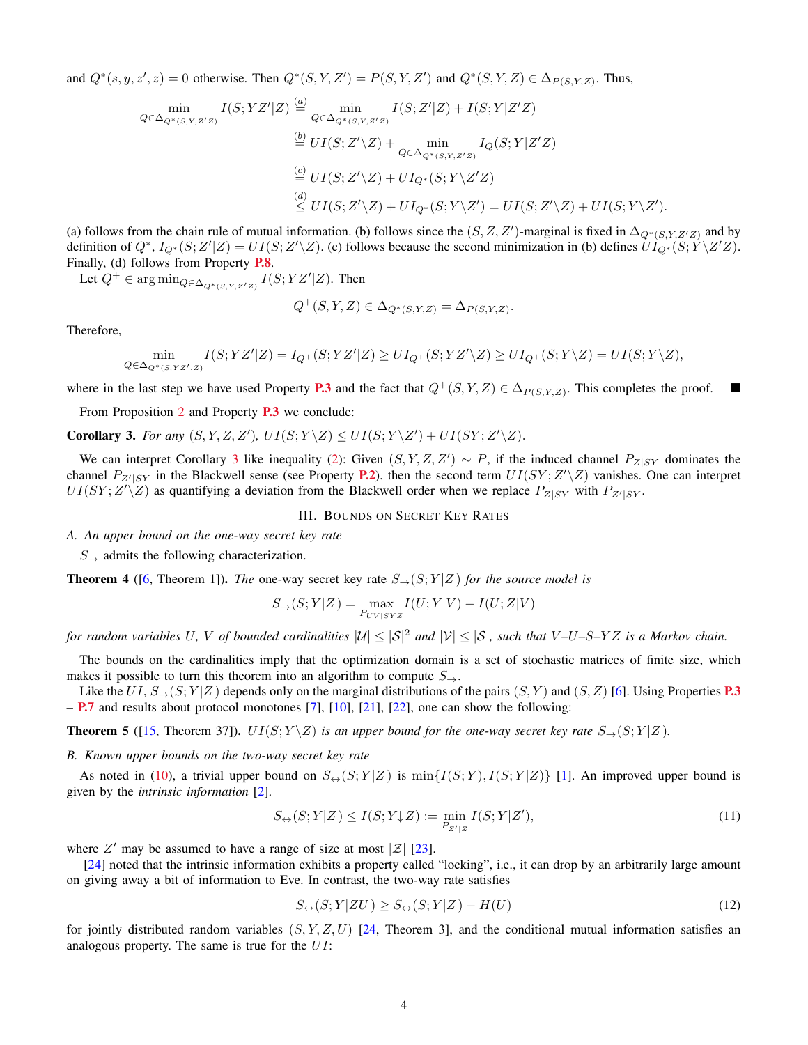and $Q^*(s, y, z', z) = 0$ otherwise. Then $Q^*(S, Y, Z') = P(S, Y, Z')$ and $Q^*(S, Y, Z) \in \Delta_{P(S,Y,Z)}$. Thus,

$$
\begin{aligned}
\min_{Q \in \Delta_{Q^*(S,Y,Z'Z)}} I(S; YZ'|Z) &\overset{(a)}{=} \min_{Q \in \Delta_{Q^*(S,Y,Z'Z)}} I(S; Z'|Z) + I(S; Y|Z'Z) \\
&\overset{(b)}{=} UI(S; Z' \backslash Z) + \min_{Q \in \Delta_{Q^*(S,Y,Z'Z)}} I_Q(S; Y|Z'Z) \\
&\overset{(c)}{=} UI(S; Z' \backslash Z) + UI_{Q^*}(S; Y \backslash Z'Z) \\
&\overset{(d)}{\le} UI(S; Z' \backslash Z) + UI_{Q^*}(S; Y \backslash Z') = UI(S; Z' \backslash Z) + UI(S; Y \backslash Z').
\end{aligned}
$$

(a) follows from the chain rule of mutual information. (b) follows since the $(S, Z, Z')$-marginal is fixed in $\Delta_{Q^*(S,Y,Z'Z)}$ and by definition of $Q^*$, $I_{Q^*}(S; Z'|Z) = UI(S; Z' \backslash Z)$. (c) follows because the second minimization in (b) defines $UI_{Q^*}(S; Y \backslash Z'Z)$. Finally, (d) follows from Property P.8.

Let $Q^+ \in \arg\min_{Q \in \Delta_{Q^*(S,Y,Z'Z)}} I(S; YZ'|Z)$. Then

$$
Q^+(S, Y, Z) \in \Delta_{Q^*(S,Y,Z)} = \Delta_{P(S,Y,Z)}.
$$

Therefore,

$$
\min_{Q \in \Delta_{Q^*(S,YZ',Z)}} I(S; YZ'|Z) = I_{Q^+}(S; YZ'|Z) \ge UI_{Q^+}(S; YZ' \backslash Z) \ge UI_{Q^+}(S; Y \backslash Z) = UI(S; Y \backslash Z),
$$

where in the last step we have used Property P.3 and the fact that $Q^+(S, Y, Z) \in \Delta_{P(S,Y,Z)}$. This completes the proof. ■

From Proposition 2 and Property P.3 we conclude:

**Corollary 3.** *For any $(S, Y, Z, Z')$, $UI(S; Y \backslash Z) \le UI(S; Y \backslash Z') + UI(SY; Z' \backslash Z)$.*

We can interpret Corollary 3 like inequality (2): Given $(S, Y, Z, Z') \sim P$, if the induced channel $P_{Z|SY}$ dominates the channel $P_{Z'|SY}$ in the Blackwell sense (see Property P.2). then the second term $UI(SY; Z' \backslash Z)$ vanishes. One can interpret $UI(SY; Z' \backslash Z)$ as quantifying a deviation from the Blackwell order when we replace $P_{Z|SY}$ with $P_{Z'|SY}$.

## III. Bounds on Secret Key Rates

### A. An upper bound on the one-way secret key rate

$S_\rightarrow$ admits the following characterization.

**Theorem 4** ([6, Theorem 1]). *The one-way secret key rate $S_\rightarrow(S; Y|Z)$ for the source model is*

$$
S_\rightarrow(S; Y|Z) = \max_{P_{UV|SYZ}} I(U; Y|V) - I(U; Z|V)
$$

*for random variables $U$, $V$ of bounded cardinalities $|\mathcal{U}| \le |\mathcal{S}|^2$ and $|\mathcal{V}| \le |\mathcal{S}|$, such that $V$–$U$–$S$–$YZ$ is a Markov chain.*

The bounds on the cardinalities imply that the optimization domain is a set of stochastic matrices of finite size, which makes it possible to turn this theorem into an algorithm to compute $S_\rightarrow$.

Like the $UI$, $S_\rightarrow(S; Y|Z)$ depends only on the marginal distributions of the pairs $(S, Y)$ and $(S, Z)$ [6]. Using Properties P.3 – P.7 and results about protocol monotones [7], [10], [21], [22], one can show the following:

**Theorem 5** ([15, Theorem 37]). *$UI(S; Y \backslash Z)$ is an upper bound for the one-way secret key rate $S_\rightarrow(S; Y|Z)$.*

### B. Known upper bounds on the two-way secret key rate

As noted in (10), a trivial upper bound on $S_\leftrightarrow(S; Y|Z)$ is $\min\{I(S; Y), I(S; Y|Z)\}$ [1]. An improved upper bound is given by the *intrinsic information* [2].

$$
S_\leftrightarrow(S; Y|Z) \le I(S; Y \downarrow Z) := \min_{P_{Z'|Z}} I(S; Y|Z'), \tag{11}
$$

where $Z'$ may be assumed to have a range of size at most $|\mathcal{Z}|$ [23].

[24] noted that the intrinsic information exhibits a property called "locking", i.e., it can drop by an arbitrarily large amount on giving away a bit of information to Eve. In contrast, the two-way rate satisfies

$$
S_\leftrightarrow(S; Y|ZU) \ge S_\leftrightarrow(S; Y|Z) - H(U) \tag{12}
$$

for jointly distributed random variables $(S, Y, Z, U)$ [24, Theorem 3], and the conditional mutual information satisfies an analogous property. The same is true for the $UI$: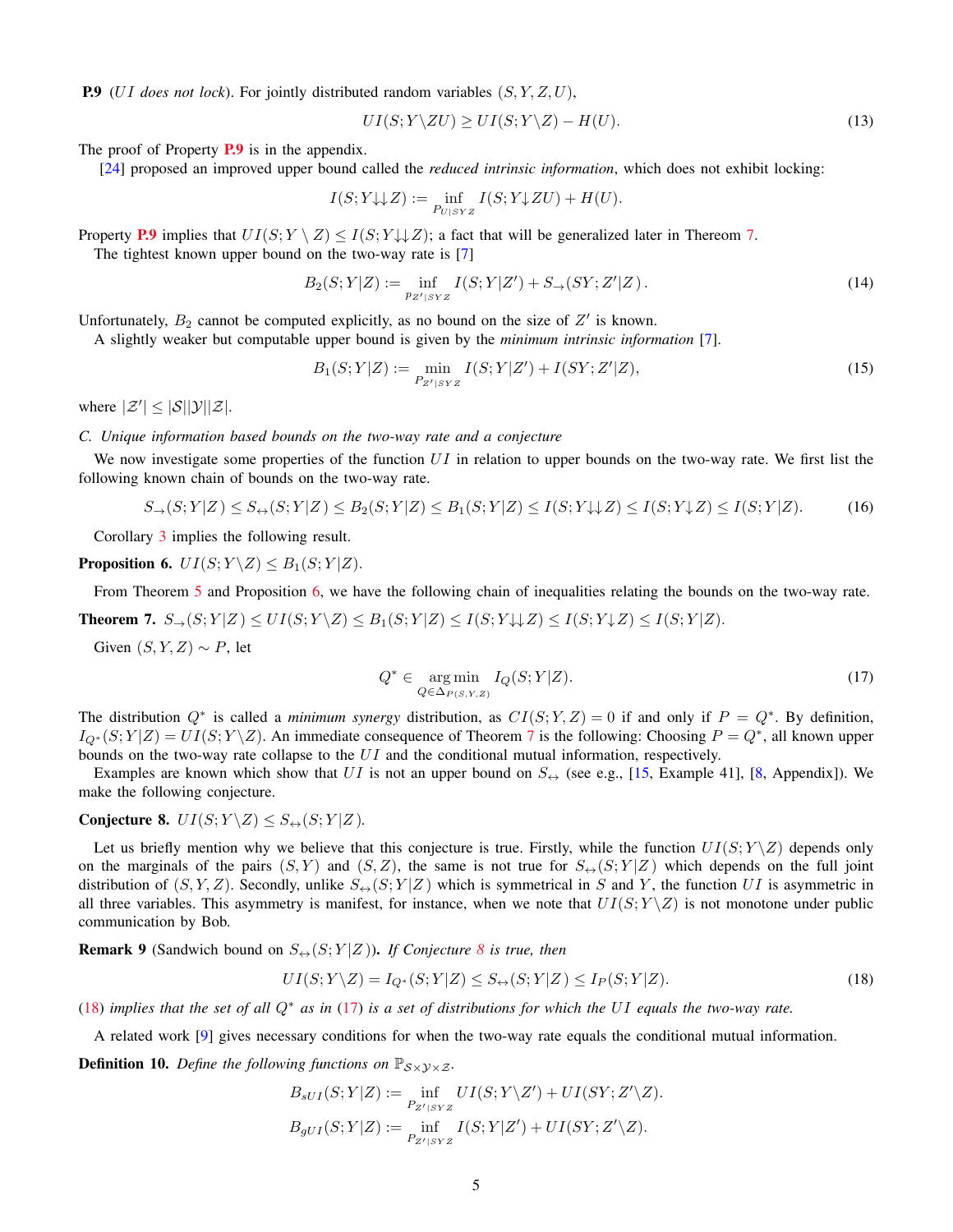**P.9** (*UI does not lock*). For jointly distributed random variables $(S, Y, Z, U)$,

$$UI(S;Y\backslash ZU) \geq UI(S;Y\backslash Z) - H(U). \tag{13}$$

The proof of Property P.9 is in the appendix.

[24] proposed an improved upper bound called the *reduced intrinsic information*, which does not exhibit locking:

$$I(S;Y{\downarrow\downarrow}Z) := \inf_{P_{U|SYZ}} I(S;Y{\downarrow}ZU) + H(U).$$

Property P.9 implies that $UI(S;Y\setminus Z) \leq I(S;Y{\downarrow\downarrow}Z)$; a fact that will be generalized later in Thereom 7.

The tightest known upper bound on the two-way rate is [7]

$$B_2(S;Y|Z) := \inf_{p_{Z'|SYZ}} I(S;Y|Z') + S_{\rightarrow}(SY;Z'|Z)\,. \tag{14}$$

Unfortunately, $B_2$ cannot be computed explicitly, as no bound on the size of $Z'$ is known.

A slightly weaker but computable upper bound is given by the *minimum intrinsic information* [7].

$$B_1(S;Y|Z) := \min_{P_{Z'|SYZ}} I(S;Y|Z') + I(SY;Z'|Z), \tag{15}$$

where $|\mathcal{Z}'| \leq |\mathcal{S}||\mathcal{Y}||\mathcal{Z}|$.

### C. Unique information based bounds on the two-way rate and a conjecture

We now investigate some properties of the function $UI$ in relation to upper bounds on the two-way rate. We first list the following known chain of bounds on the two-way rate.

$$S_{\rightarrow}(S;Y|Z) \leq S_{\leftrightarrow}(S;Y|Z) \leq B_2(S;Y|Z) \leq B_1(S;Y|Z) \leq I(S;Y{\downarrow\downarrow}Z) \leq I(S;Y{\downarrow}Z) \leq I(S;Y|Z). \tag{16}$$

Corollary 3 implies the following result.

**Proposition 6.** $UI(S;Y\backslash Z) \leq B_1(S;Y|Z)$.

From Theorem 5 and Proposition 6, we have the following chain of inequalities relating the bounds on the two-way rate.

**Theorem 7.** $S_{\rightarrow}(S;Y|Z) \leq UI(S;Y\backslash Z) \leq B_1(S;Y|Z) \leq I(S;Y{\downarrow\downarrow}Z) \leq I(S;Y{\downarrow}Z) \leq I(S;Y|Z)$.

Given $(S, Y, Z) \sim P$, let

$$Q^* \in \operatorname*{arg\,min}_{Q\in\Delta_{P(S,Y,Z)}} I_Q(S;Y|Z). \tag{17}$$

The distribution $Q^*$ is called a *minimum synergy* distribution, as $CI(S;Y,Z) = 0$ if and only if $P = Q^*$. By definition, $I_{Q^*}(S;Y|Z) = UI(S;Y\backslash Z)$. An immediate consequence of Theorem 7 is the following: Choosing $P = Q^*$, all known upper bounds on the two-way rate collapse to the $UI$ and the conditional mutual information, respectively.

Examples are known which show that $UI$ is not an upper bound on $S_{\leftrightarrow}$ (see e.g., [15, Example 41], [8, Appendix]). We make the following conjecture.

**Conjecture 8.** $UI(S;Y\backslash Z) \leq S_{\leftrightarrow}(S;Y|Z)$.

Let us briefly mention why we believe that this conjecture is true. Firstly, while the function $UI(S;Y\backslash Z)$ depends only on the marginals of the pairs $(S, Y)$ and $(S, Z)$, the same is not true for $S_{\leftrightarrow}(S;Y|Z)$ which depends on the full joint distribution of $(S, Y, Z)$. Secondly, unlike $S_{\leftrightarrow}(S;Y|Z)$ which is symmetrical in $S$ and $Y$, the function $UI$ is asymmetric in all three variables. This asymmetry is manifest, for instance, when we note that $UI(S;Y\backslash Z)$ is not monotone under public communication by Bob.

**Remark 9** (Sandwich bound on $S_{\leftrightarrow}(S;Y|Z)$). *If Conjecture 8 is true, then*

$$UI(S;Y\backslash Z) = I_{Q^*}(S;Y|Z) \leq S_{\leftrightarrow}(S;Y|Z) \leq I_P(S;Y|Z). \tag{18}$$

*(18) implies that the set of all $Q^*$ as in (17) is a set of distributions for which the $UI$ equals the two-way rate.*

A related work [9] gives necessary conditions for when the two-way rate equals the conditional mutual information.

**Definition 10.** *Define the following functions on $\mathbb{P}_{\mathcal{S}\times\mathcal{Y}\times\mathcal{Z}}$.*

$$B_{sUI}(S;Y|Z) := \inf_{P_{Z'|SYZ}} UI(S;Y\backslash Z') + UI(SY;Z'\backslash Z).$$

$$B_{gUI}(S;Y|Z) := \inf_{P_{Z'|SYZ}} I(S;Y|Z') + UI(SY;Z'\backslash Z).$$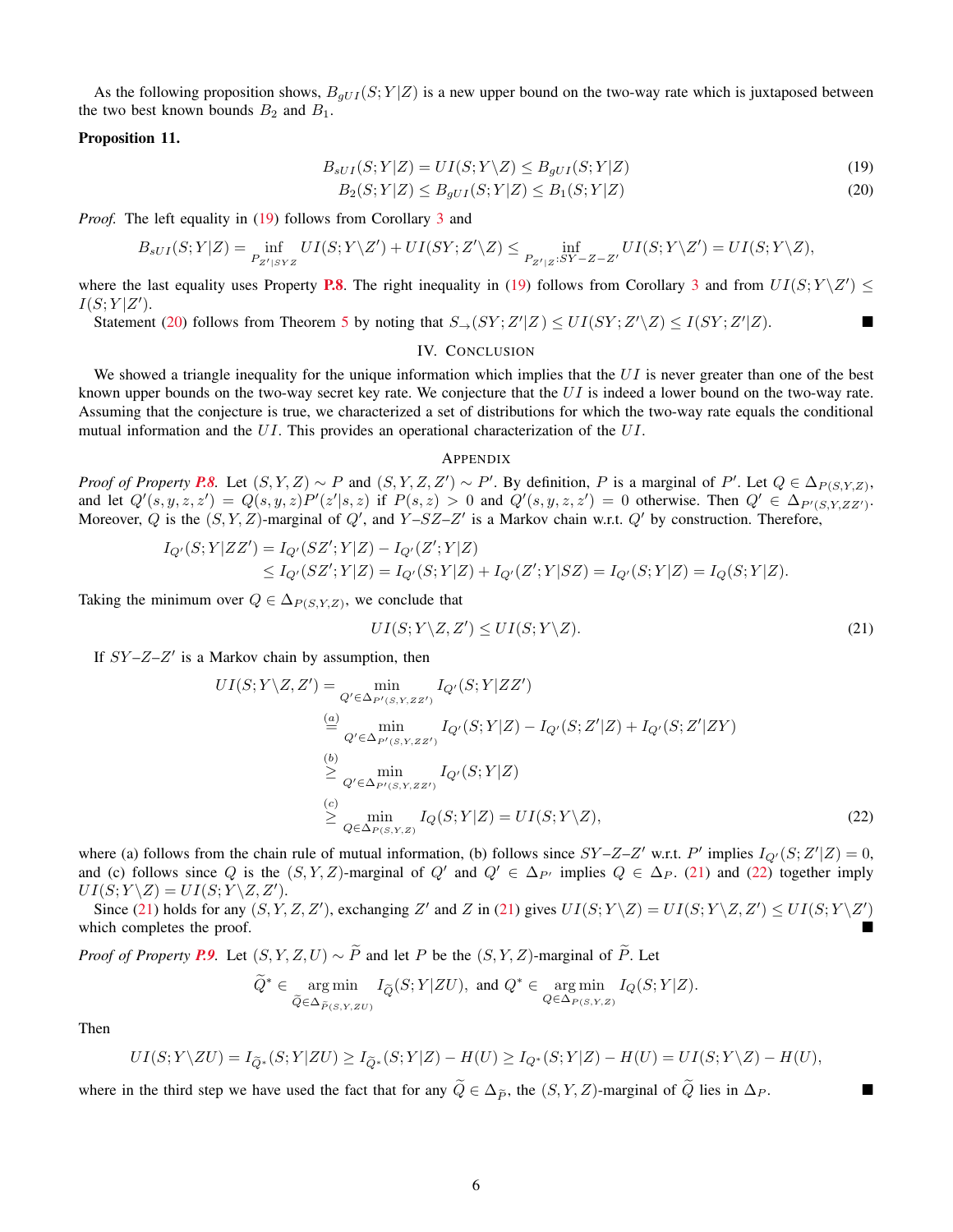As the following proposition shows, $B_{gUI}(S;Y|Z)$ is a new upper bound on the two-way rate which is juxtaposed between the two best known bounds $B_2$ and $B_1$.

**Proposition 11.**

$$B_{sUI}(S;Y|Z) = UI(S;Y\backslash Z) \leq B_{gUI}(S;Y|Z) \tag{19}$$

$$B_2(S;Y|Z) \leq B_{gUI}(S;Y|Z) \leq B_1(S;Y|Z) \tag{20}$$

*Proof.* The left equality in (19) follows from Corollary 3 and

$$B_{sUI}(S;Y|Z) = \inf_{P_{Z'|SYZ}} UI(S;Y\backslash Z') + UI(SY;Z'\backslash Z) \leq \inf_{P_{Z'|Z}: SY - Z - Z'} UI(S;Y\backslash Z') = UI(S;Y\backslash Z),$$

where the last equality uses Property **P.8**. The right inequality in (19) follows from Corollary 3 and from $UI(S;Y\backslash Z') \leq I(S;Y|Z')$.

Statement (20) follows from Theorem 5 by noting that $S_{\rightarrow}(SY;Z'|Z) \leq UI(SY;Z'\backslash Z) \leq I(SY;Z'|Z)$. ∎

## IV. Conclusion

We showed a triangle inequality for the unique information which implies that the $UI$ is never greater than one of the best known upper bounds on the two-way secret key rate. We conjecture that the $UI$ is indeed a lower bound on the two-way rate. Assuming that the conjecture is true, we characterized a set of distributions for which the two-way rate equals the conditional mutual information and the $UI$. This provides an operational characterization of the $UI$.

## Appendix

*Proof of Property **P.8**.* Let $(S,Y,Z) \sim P$ and $(S,Y,Z,Z') \sim P'$. By definition, $P$ is a marginal of $P'$. Let $Q \in \Delta_{P(S,Y,Z)}$, and let $Q'(s,y,z,z') = Q(s,y,z)P'(z'|s,z)$ if $P(s,z) > 0$ and $Q'(s,y,z,z') = 0$ otherwise. Then $Q' \in \Delta_{P'(S,Y,ZZ')}$. Moreover, $Q$ is the $(S,Y,Z)$-marginal of $Q'$, and $Y$–$SZ$–$Z'$ is a Markov chain w.r.t. $Q'$ by construction. Therefore,

$$\begin{aligned}
I_{Q'}(S;Y|ZZ') &= I_{Q'}(SZ';Y|Z) - I_{Q'}(Z';Y|Z) \\
&\leq I_{Q'}(SZ';Y|Z) = I_{Q'}(S;Y|Z) + I_{Q'}(Z';Y|SZ) = I_{Q'}(S;Y|Z) = I_Q(S;Y|Z).
\end{aligned}$$

Taking the minimum over $Q \in \Delta_{P(S,Y,Z)}$, we conclude that

$$UI(S;Y\backslash Z,Z') \leq UI(S;Y\backslash Z). \tag{21}$$

If $SY$–$Z$–$Z'$ is a Markov chain by assumption, then

$$\begin{aligned}
UI(S;Y\backslash Z,Z') &= \min_{Q' \in \Delta_{P'(S,Y,ZZ')}} I_{Q'}(S;Y|ZZ') \\
&\overset{(a)}{=} \min_{Q' \in \Delta_{P'(S,Y,ZZ')}} I_{Q'}(S;Y|Z) - I_{Q'}(S;Z'|Z) + I_{Q'}(S;Z'|ZY) \\
&\overset{(b)}{\geq} \min_{Q' \in \Delta_{P'(S,Y,ZZ')}} I_{Q'}(S;Y|Z) \\
&\overset{(c)}{\geq} \min_{Q \in \Delta_{P(S,Y,Z)}} I_Q(S;Y|Z) = UI(S;Y\backslash Z),
\end{aligned} \tag{22}$$

where (a) follows from the chain rule of mutual information, (b) follows since $SY$–$Z$–$Z'$ w.r.t. $P'$ implies $I_{Q'}(S;Z'|Z) = 0$, and (c) follows since $Q$ is the $(S,Y,Z)$-marginal of $Q'$ and $Q' \in \Delta_{P'}$ implies $Q \in \Delta_P$. (21) and (22) together imply $UI(S;Y\backslash Z) = UI(S;Y\backslash Z,Z')$.

Since (21) holds for any $(S,Y,Z,Z')$, exchanging $Z'$ and $Z$ in (21) gives $UI(S;Y\backslash Z) = UI(S;Y\backslash Z,Z') \leq UI(S;Y\backslash Z')$ which completes the proof. ∎

*Proof of Property **P.9**.* Let $(S,Y,Z,U) \sim \widetilde{P}$ and let $P$ be the $(S,Y,Z)$-marginal of $\widetilde{P}$. Let

$$\widetilde{Q}^* \in \operatorname*{arg\,min}_{\widetilde{Q} \in \Delta_{\widetilde{P}(S,Y,ZU)}} I_{\widetilde{Q}}(S;Y|ZU), \text{ and } Q^* \in \operatorname*{arg\,min}_{Q \in \Delta_{P(S,Y,Z)}} I_Q(S;Y|Z).$$

Then

$$UI(S;Y\backslash ZU) = I_{\widetilde{Q}^*}(S;Y|ZU) \geq I_{\widetilde{Q}^*}(S;Y|Z) - H(U) \geq I_{Q^*}(S;Y|Z) - H(U) = UI(S;Y\backslash Z) - H(U),$$

where in the third step we have used the fact that for any $\widetilde{Q} \in \Delta_{\widetilde{P}}$, the $(S,Y,Z)$-marginal of $\widetilde{Q}$ lies in $\Delta_P$. ∎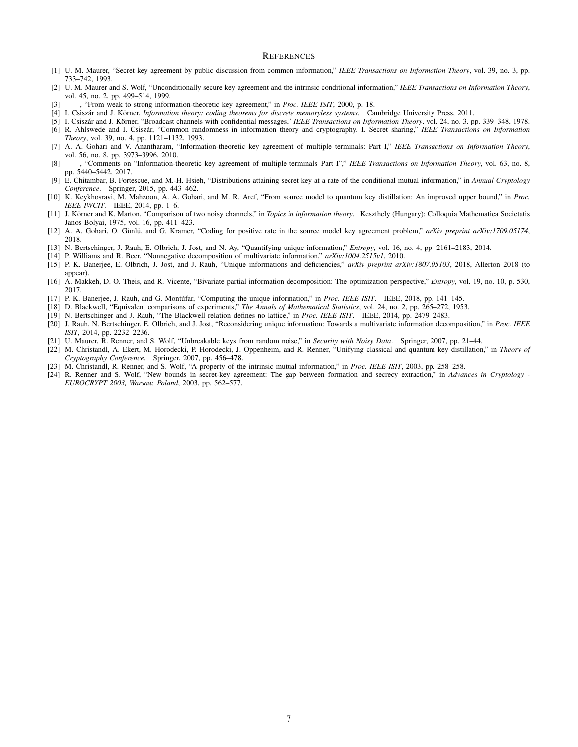# References

[1] U. M. Maurer, "Secret key agreement by public discussion from common information," *IEEE Transactions on Information Theory*, vol. 39, no. 3, pp. 733–742, 1993.

[2] U. M. Maurer and S. Wolf, "Unconditionally secure key agreement and the intrinsic conditional information," *IEEE Transactions on Information Theory*, vol. 45, no. 2, pp. 499–514, 1999.

[3] ——, "From weak to strong information-theoretic key agreement," in *Proc. IEEE ISIT*, 2000, p. 18.

[4] I. Csiszár and J. Körner, *Information theory: coding theorems for discrete memoryless systems*. Cambridge University Press, 2011.

[5] I. Csiszár and J. Körner, "Broadcast channels with confidential messages," *IEEE Transactions on Information Theory*, vol. 24, no. 3, pp. 339–348, 1978.

[6] R. Ahlswede and I. Csiszár, "Common randomness in information theory and cryptography. I. Secret sharing," *IEEE Transactions on Information Theory*, vol. 39, no. 4, pp. 1121–1132, 1993.

[7] A. A. Gohari and V. Anantharam, "Information-theoretic key agreement of multiple terminals: Part I," *IEEE Transactions on Information Theory*, vol. 56, no. 8, pp. 3973–3996, 2010.

[8] ——, "Comments on "Information-theoretic key agreement of multiple terminals–Part I"," *IEEE Transactions on Information Theory*, vol. 63, no. 8, pp. 5440–5442, 2017.

[9] E. Chitambar, B. Fortescue, and M.-H. Hsieh, "Distributions attaining secret key at a rate of the conditional mutual information," in *Annual Cryptology Conference*. Springer, 2015, pp. 443–462.

[10] K. Keykhosravi, M. Mahzoon, A. A. Gohari, and M. R. Aref, "From source model to quantum key distillation: An improved upper bound," in *Proc. IEEE IWCIT*. IEEE, 2014, pp. 1–6.

[11] J. Körner and K. Marton, "Comparison of two noisy channels," in *Topics in information theory*. Keszthely (Hungary): Colloquia Mathematica Societatis Janos Bolyai, 1975, vol. 16, pp. 411–423.

[12] A. A. Gohari, O. Günlü, and G. Kramer, "Coding for positive rate in the source model key agreement problem," *arXiv preprint arXiv:1709.05174*, 2018.

[13] N. Bertschinger, J. Rauh, E. Olbrich, J. Jost, and N. Ay, "Quantifying unique information," *Entropy*, vol. 16, no. 4, pp. 2161–2183, 2014.

[14] P. Williams and R. Beer, "Nonnegative decomposition of multivariate information," *arXiv:1004.2515v1*, 2010.

[15] P. K. Banerjee, E. Olbrich, J. Jost, and J. Rauh, "Unique informations and deficiencies," *arXiv preprint arXiv:1807.05103*, 2018, Allerton 2018 (to appear).

[16] A. Makkeh, D. O. Theis, and R. Vicente, "Bivariate partial information decomposition: The optimization perspective," *Entropy*, vol. 19, no. 10, p. 530, 2017.

[17] P. K. Banerjee, J. Rauh, and G. Montúfar, "Computing the unique information," in *Proc. IEEE ISIT*. IEEE, 2018, pp. 141–145.

[18] D. Blackwell, "Equivalent comparisons of experiments," *The Annals of Mathematical Statistics*, vol. 24, no. 2, pp. 265–272, 1953.

[19] N. Bertschinger and J. Rauh, "The Blackwell relation defines no lattice," in *Proc. IEEE ISIT*. IEEE, 2014, pp. 2479–2483.

[20] J. Rauh, N. Bertschinger, E. Olbrich, and J. Jost, "Reconsidering unique information: Towards a multivariate information decomposition," in *Proc. IEEE ISIT*, 2014, pp. 2232–2236.

[21] U. Maurer, R. Renner, and S. Wolf, "Unbreakable keys from random noise," in *Security with Noisy Data*. Springer, 2007, pp. 21–44.

[22] M. Christandl, A. Ekert, M. Horodecki, P. Horodecki, J. Oppenheim, and R. Renner, "Unifying classical and quantum key distillation," in *Theory of Cryptography Conference*. Springer, 2007, pp. 456–478.

[23] M. Christandl, R. Renner, and S. Wolf, "A property of the intrinsic mutual information," in *Proc. IEEE ISIT*, 2003, pp. 258–258.

[24] R. Renner and S. Wolf, "New bounds in secret-key agreement: The gap between formation and secrecy extraction," in *Advances in Cryptology - EUROCRYPT 2003, Warsaw, Poland*, 2003, pp. 562–577.